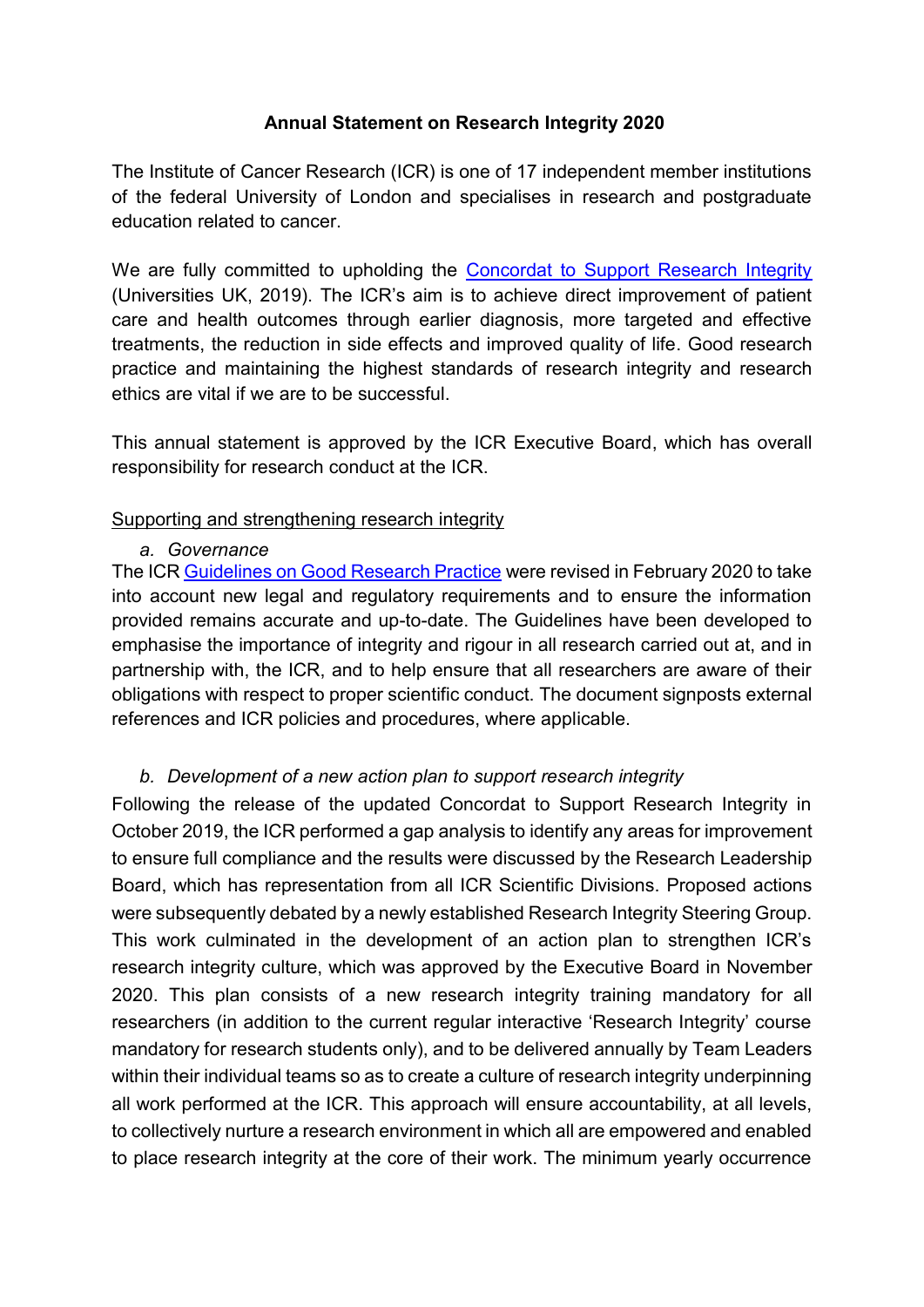# Annual Statement on Research Integrity 2020

The Institute of Cancer Research (ICR) is one of 17 independent member institutions of the federal University of London and specialises in research and postgraduate education related to cancer.

We are fully committed to upholding the [Concordat to Support Research Integrity](#) (Universities UK, 2019). The ICR's aim is to achieve direct improvement of patient care and health outcomes through earlier diagnosis, more targeted and effective treatments, the reduction in side effects and improved quality of life. Good research practice and maintaining the highest standards of research integrity and research ethics are vital if we are to be successful.

This annual statement is approved by the ICR Executive Board, which has overall responsibility for research conduct at the ICR.

## Supporting and strengthening research integrity

### a. *Governance*

The ICR [Guidelines on Good Research Practice](#) were revised in February 2020 to take into account new legal and regulatory requirements and to ensure the information provided remains accurate and up-to-date. The Guidelines have been developed to emphasise the importance of integrity and rigour in all research carried out at, and in partnership with, the ICR, and to help ensure that all researchers are aware of their obligations with respect to proper scientific conduct. The document signposts external references and ICR policies and procedures, where applicable.

### b. *Development of a new action plan to support research integrity*

Following the release of the updated Concordat to Support Research Integrity in October 2019, the ICR performed a gap analysis to identify any areas for improvement to ensure full compliance and the results were discussed by the Research Leadership Board, which has representation from all ICR Scientific Divisions. Proposed actions were subsequently debated by a newly established Research Integrity Steering Group. This work culminated in the development of an action plan to strengthen ICR's research integrity culture, which was approved by the Executive Board in November 2020. This plan consists of a new research integrity training mandatory for all researchers (in addition to the current regular interactive 'Research Integrity' course mandatory for research students only), and to be delivered annually by Team Leaders within their individual teams so as to create a culture of research integrity underpinning all work performed at the ICR. This approach will ensure accountability, at all levels, to collectively nurture a research environment in which all are empowered and enabled to place research integrity at the core of their work. The minimum yearly occurrence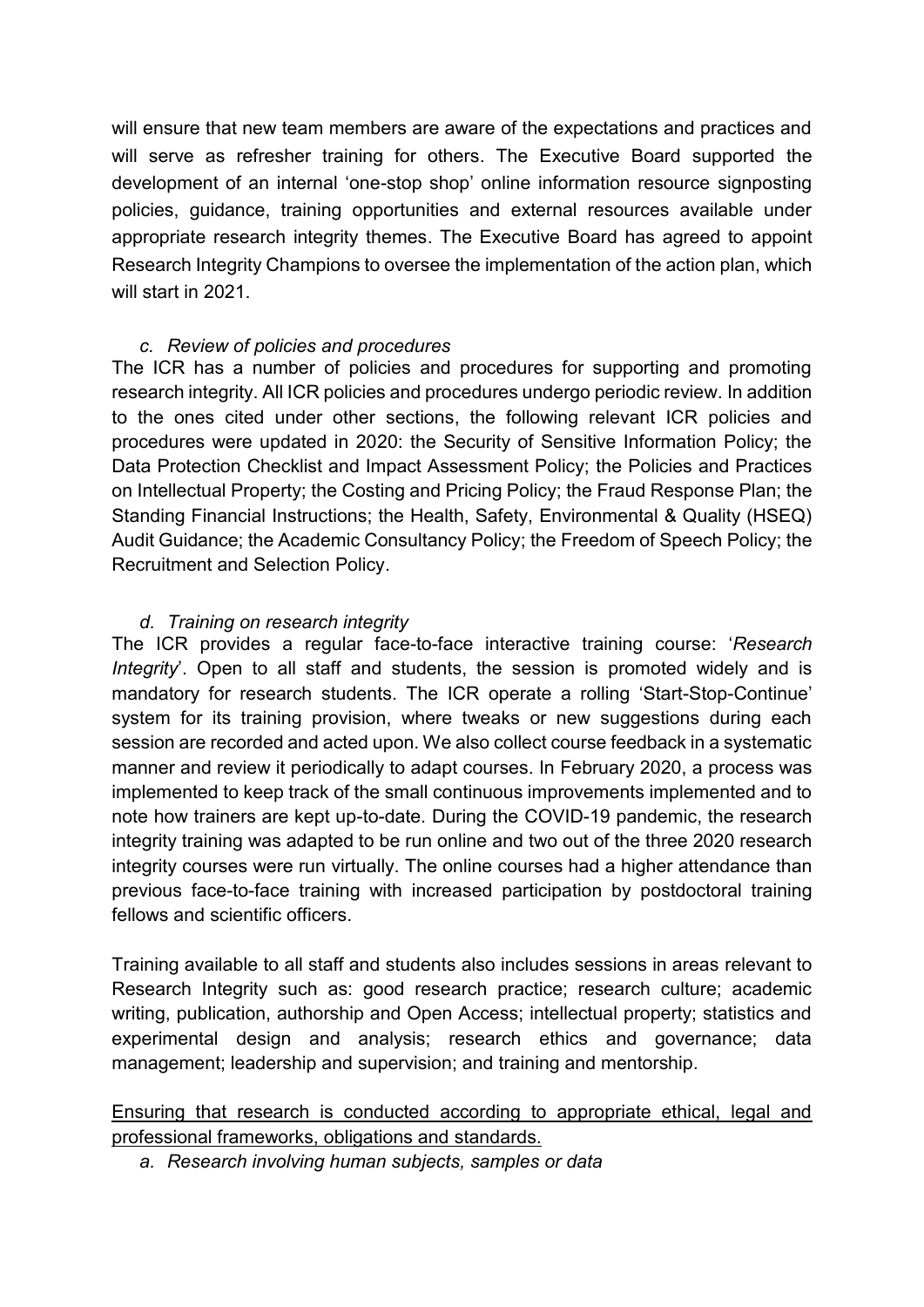will ensure that new team members are aware of the expectations and practices and will serve as refresher training for others. The Executive Board supported the development of an internal 'one-stop shop' online information resource signposting policies, guidance, training opportunities and external resources available under appropriate research integrity themes. The Executive Board has agreed to appoint Research Integrity Champions to oversee the implementation of the action plan, which will start in 2021.

*c. Review of policies and procedures*

The ICR has a number of policies and procedures for supporting and promoting research integrity. All ICR policies and procedures undergo periodic review. In addition to the ones cited under other sections, the following relevant ICR policies and procedures were updated in 2020: the Security of Sensitive Information Policy; the Data Protection Checklist and Impact Assessment Policy; the Policies and Practices on Intellectual Property; the Costing and Pricing Policy; the Fraud Response Plan; the Standing Financial Instructions; the Health, Safety, Environmental & Quality (HSEQ) Audit Guidance; the Academic Consultancy Policy; the Freedom of Speech Policy; the Recruitment and Selection Policy.

*d. Training on research integrity*

The ICR provides a regular face-to-face interactive training course: '*Research Integrity*'. Open to all staff and students, the session is promoted widely and is mandatory for research students. The ICR operate a rolling 'Start-Stop-Continue' system for its training provision, where tweaks or new suggestions during each session are recorded and acted upon. We also collect course feedback in a systematic manner and review it periodically to adapt courses. In February 2020, a process was implemented to keep track of the small continuous improvements implemented and to note how trainers are kept up-to-date. During the COVID-19 pandemic, the research integrity training was adapted to be run online and two out of the three 2020 research integrity courses were run virtually. The online courses had a higher attendance than previous face-to-face training with increased participation by postdoctoral training fellows and scientific officers.

Training available to all staff and students also includes sessions in areas relevant to Research Integrity such as: good research practice; research culture; academic writing, publication, authorship and Open Access; intellectual property; statistics and experimental design and analysis; research ethics and governance; data management; leadership and supervision; and training and mentorship.

<u>Ensuring that research is conducted according to appropriate ethical, legal and professional frameworks, obligations and standards.</u>

*a. Research involving human subjects, samples or data*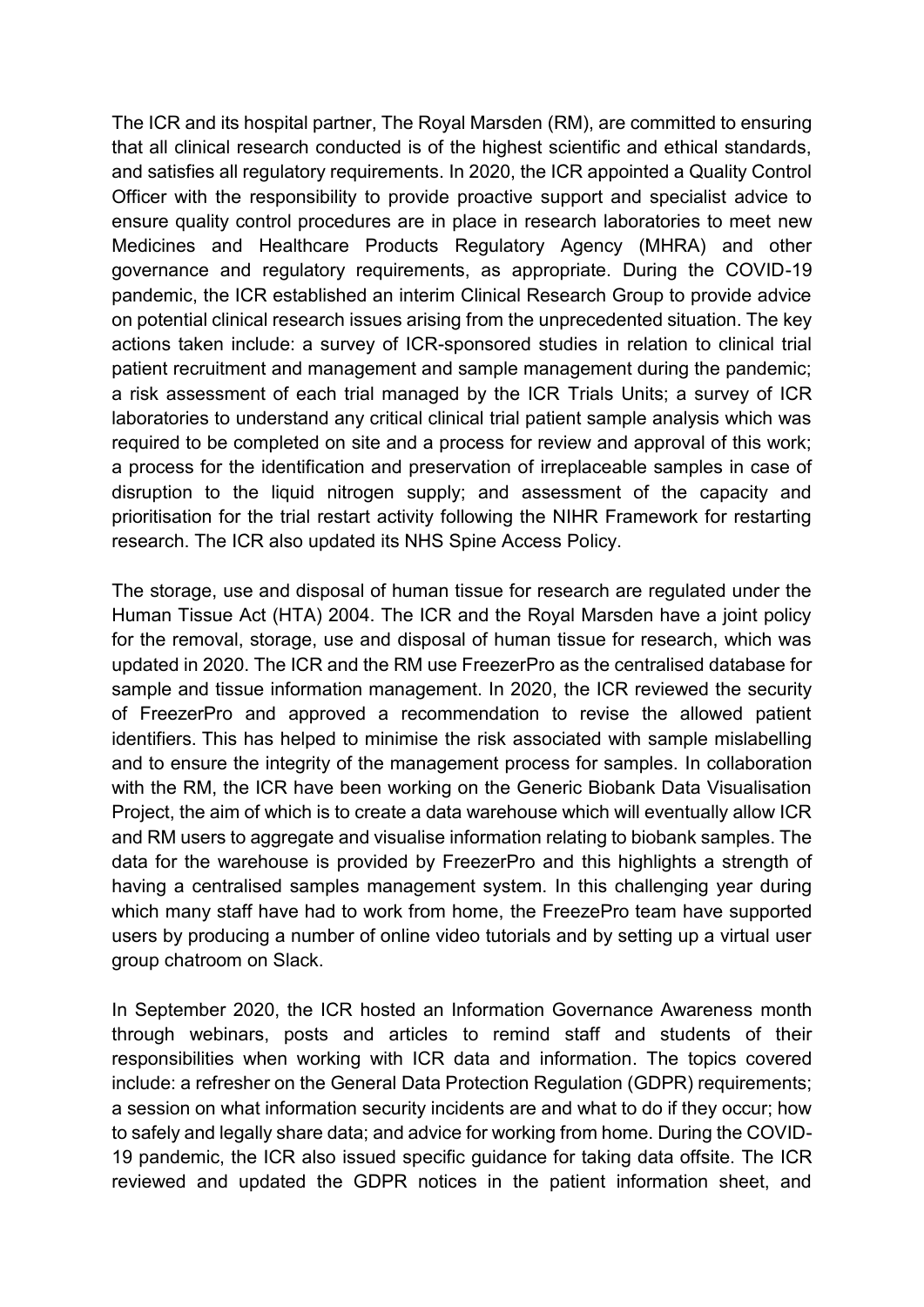The ICR and its hospital partner, The Royal Marsden (RM), are committed to ensuring that all clinical research conducted is of the highest scientific and ethical standards, and satisfies all regulatory requirements. In 2020, the ICR appointed a Quality Control Officer with the responsibility to provide proactive support and specialist advice to ensure quality control procedures are in place in research laboratories to meet new Medicines and Healthcare Products Regulatory Agency (MHRA) and other governance and regulatory requirements, as appropriate. During the COVID-19 pandemic, the ICR established an interim Clinical Research Group to provide advice on potential clinical research issues arising from the unprecedented situation. The key actions taken include: a survey of ICR-sponsored studies in relation to clinical trial patient recruitment and management and sample management during the pandemic; a risk assessment of each trial managed by the ICR Trials Units; a survey of ICR laboratories to understand any critical clinical trial patient sample analysis which was required to be completed on site and a process for review and approval of this work; a process for the identification and preservation of irreplaceable samples in case of disruption to the liquid nitrogen supply; and assessment of the capacity and prioritisation for the trial restart activity following the NIHR Framework for restarting research. The ICR also updated its NHS Spine Access Policy.

The storage, use and disposal of human tissue for research are regulated under the Human Tissue Act (HTA) 2004. The ICR and the Royal Marsden have a joint policy for the removal, storage, use and disposal of human tissue for research, which was updated in 2020. The ICR and the RM use FreezerPro as the centralised database for sample and tissue information management. In 2020, the ICR reviewed the security of FreezerPro and approved a recommendation to revise the allowed patient identifiers. This has helped to minimise the risk associated with sample mislabelling and to ensure the integrity of the management process for samples. In collaboration with the RM, the ICR have been working on the Generic Biobank Data Visualisation Project, the aim of which is to create a data warehouse which will eventually allow ICR and RM users to aggregate and visualise information relating to biobank samples. The data for the warehouse is provided by FreezerPro and this highlights a strength of having a centralised samples management system. In this challenging year during which many staff have had to work from home, the FreezePro team have supported users by producing a number of online video tutorials and by setting up a virtual user group chatroom on Slack.

In September 2020, the ICR hosted an Information Governance Awareness month through webinars, posts and articles to remind staff and students of their responsibilities when working with ICR data and information. The topics covered include: a refresher on the General Data Protection Regulation (GDPR) requirements; a session on what information security incidents are and what to do if they occur; how to safely and legally share data; and advice for working from home. During the COVID-19 pandemic, the ICR also issued specific guidance for taking data offsite. The ICR reviewed and updated the GDPR notices in the patient information sheet, and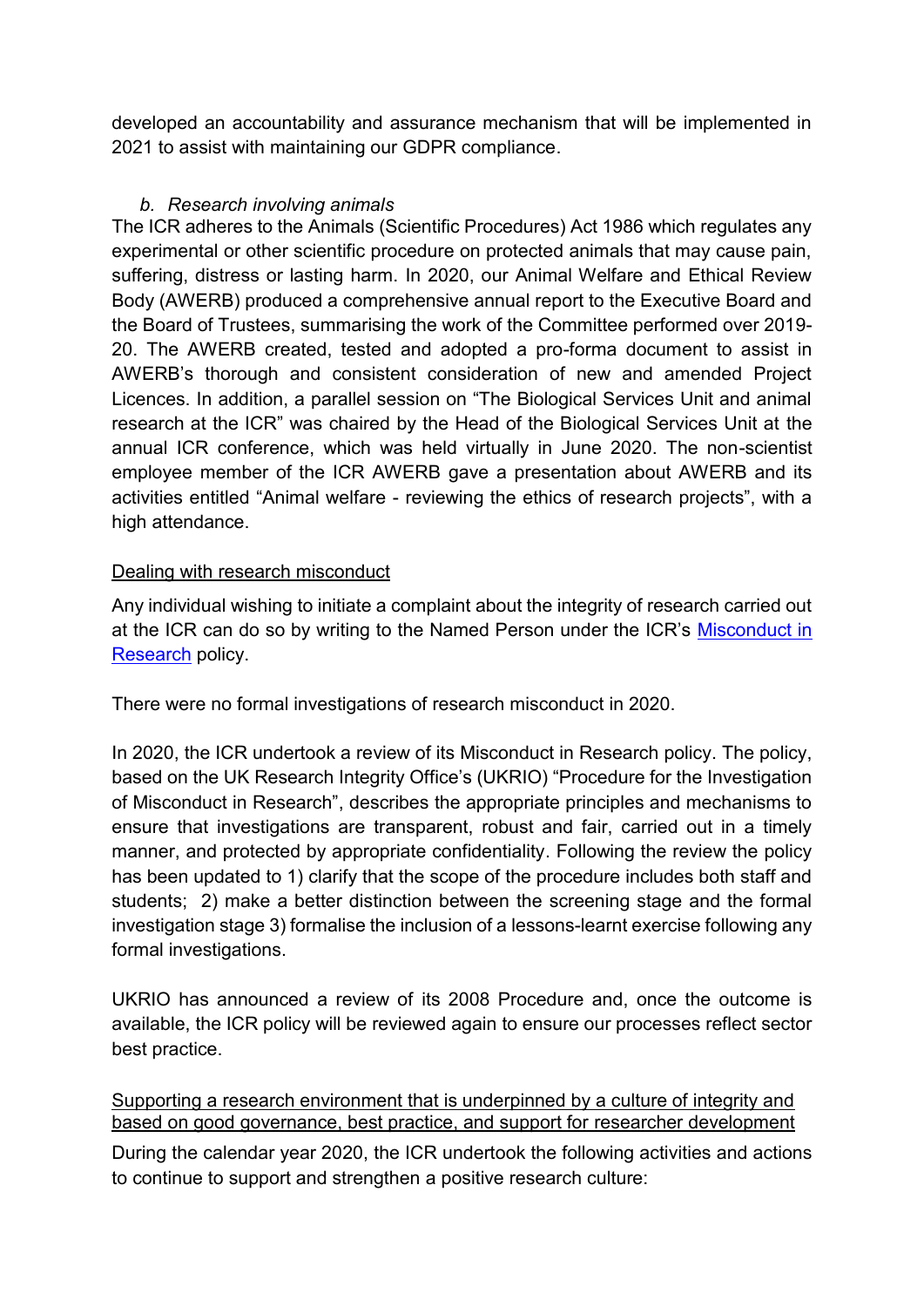developed an accountability and assurance mechanism that will be implemented in 2021 to assist with maintaining our GDPR compliance.

*b. Research involving animals*

The ICR adheres to the Animals (Scientific Procedures) Act 1986 which regulates any experimental or other scientific procedure on protected animals that may cause pain, suffering, distress or lasting harm. In 2020, our Animal Welfare and Ethical Review Body (AWERB) produced a comprehensive annual report to the Executive Board and the Board of Trustees, summarising the work of the Committee performed over 2019-20. The AWERB created, tested and adopted a pro-forma document to assist in AWERB's thorough and consistent consideration of new and amended Project Licences. In addition, a parallel session on "The Biological Services Unit and animal research at the ICR" was chaired by the Head of the Biological Services Unit at the annual ICR conference, which was held virtually in June 2020. The non-scientist employee member of the ICR AWERB gave a presentation about AWERB and its activities entitled "Animal welfare - reviewing the ethics of research projects", with a high attendance.

<u>Dealing with research misconduct</u>

Any individual wishing to initiate a complaint about the integrity of research carried out at the ICR can do so by writing to the Named Person under the ICR's Misconduct in Research policy.

There were no formal investigations of research misconduct in 2020.

In 2020, the ICR undertook a review of its Misconduct in Research policy. The policy, based on the UK Research Integrity Office's (UKRIO) "Procedure for the Investigation of Misconduct in Research", describes the appropriate principles and mechanisms to ensure that investigations are transparent, robust and fair, carried out in a timely manner, and protected by appropriate confidentiality. Following the review the policy has been updated to 1) clarify that the scope of the procedure includes both staff and students; 2) make a better distinction between the screening stage and the formal investigation stage 3) formalise the inclusion of a lessons-learnt exercise following any formal investigations.

UKRIO has announced a review of its 2008 Procedure and, once the outcome is available, the ICR policy will be reviewed again to ensure our processes reflect sector best practice.

<u>Supporting a research environment that is underpinned by a culture of integrity and based on good governance, best practice, and support for researcher development</u>

During the calendar year 2020, the ICR undertook the following activities and actions to continue to support and strengthen a positive research culture: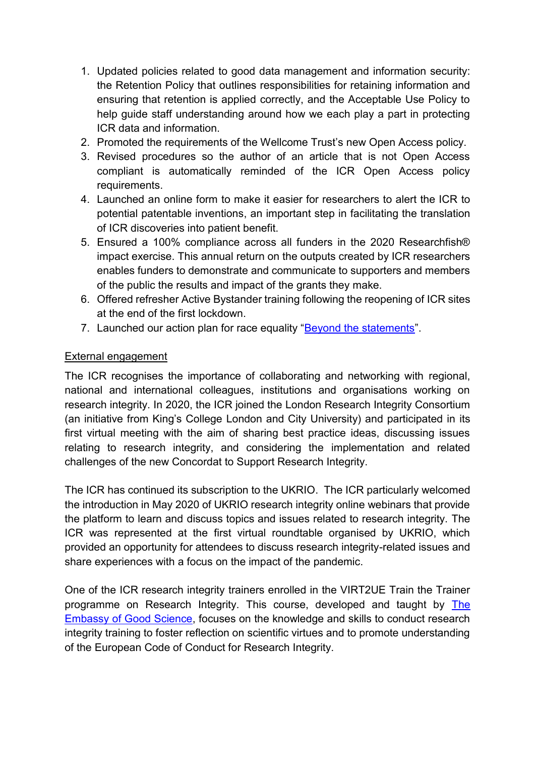1. Updated policies related to good data management and information security: the Retention Policy that outlines responsibilities for retaining information and ensuring that retention is applied correctly, and the Acceptable Use Policy to help guide staff understanding around how we each play a part in protecting ICR data and information.
2. Promoted the requirements of the Wellcome Trust's new Open Access policy.
3. Revised procedures so the author of an article that is not Open Access compliant is automatically reminded of the ICR Open Access policy requirements.
4. Launched an online form to make it easier for researchers to alert the ICR to potential patentable inventions, an important step in facilitating the translation of ICR discoveries into patient benefit.
5. Ensured a 100% compliance across all funders in the 2020 Researchfish® impact exercise. This annual return on the outputs created by ICR researchers enables funders to demonstrate and communicate to supporters and members of the public the results and impact of the grants they make.
6. Offered refresher Active Bystander training following the reopening of ICR sites at the end of the first lockdown.
7. Launched our action plan for race equality "Beyond the statements".

<u>External engagement</u>

The ICR recognises the importance of collaborating and networking with regional, national and international colleagues, institutions and organisations working on research integrity. In 2020, the ICR joined the London Research Integrity Consortium (an initiative from King's College London and City University) and participated in its first virtual meeting with the aim of sharing best practice ideas, discussing issues relating to research integrity, and considering the implementation and related challenges of the new Concordat to Support Research Integrity.

The ICR has continued its subscription to the UKRIO. The ICR particularly welcomed the introduction in May 2020 of UKRIO research integrity online webinars that provide the platform to learn and discuss topics and issues related to research integrity. The ICR was represented at the first virtual roundtable organised by UKRIO, which provided an opportunity for attendees to discuss research integrity-related issues and share experiences with a focus on the impact of the pandemic.

One of the ICR research integrity trainers enrolled in the VIRT2UE Train the Trainer programme on Research Integrity. This course, developed and taught by The Embassy of Good Science, focuses on the knowledge and skills to conduct research integrity training to foster reflection on scientific virtues and to promote understanding of the European Code of Conduct for Research Integrity.